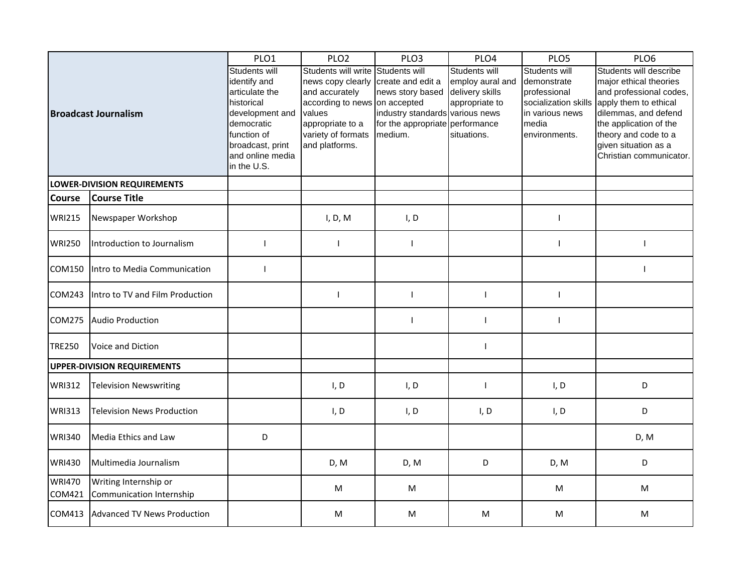| Broadcast Journalism | | PLO1 | PLO2 | PLO3 | PLO4 | PLO5 | PLO6 |
|---|---|---|---|---|---|---|---|
| | | Students will identify and articulate the historical development and democratic function of broadcast, print and online media in the U.S. | Students will write news copy clearly and accurately according to news values appropriate to a variety of formats and platforms. | Students will create and edit a news story based on accepted industry standards for the appropriate medium. | Students will employ aural and delivery skills appropriate to various news performance situations. | Students will demonstrate professional socialization skills in various news media environments. | Students will describe major ethical theories and professional codes, apply them to ethical dilemmas, and defend the application of the theory and code to a given situation as a Christian communicator. |
| **LOWER-DIVISION REQUIREMENTS** | | | | | | | |
| **Course** | **Course Title** | | | | | | |
| WRI215 | Newspaper Workshop | | I, D, M | I, D | | I | |
| WRI250 | Introduction to Journalism | I | I | I | | I | I |
| COM150 | Intro to Media Communication | I | | | | | I |
| COM243 | Intro to TV and Film Production | | I | I | I | I | |
| COM275 | Audio Production | | | I | I | I | |
| TRE250 | Voice and Diction | | | | I | | |
| **UPPER-DIVISION REQUIREMENTS** | | | | | | | |
| WRI312 | Television Newswriting | | I, D | I, D | I | I, D | D |
| WRI313 | Television News Production | | I, D | I, D | I, D | I, D | D |
| WRI340 | Media Ethics and Law | D | | | | | D, M |
| WRI430 | Multimedia Journalism | | D, M | D, M | D | D, M | D |
| WRI470 COM421 | Writing Internship or Communication Internship | | M | M | | M | M |
| COM413 | Advanced TV News Production | | M | M | M | M | M |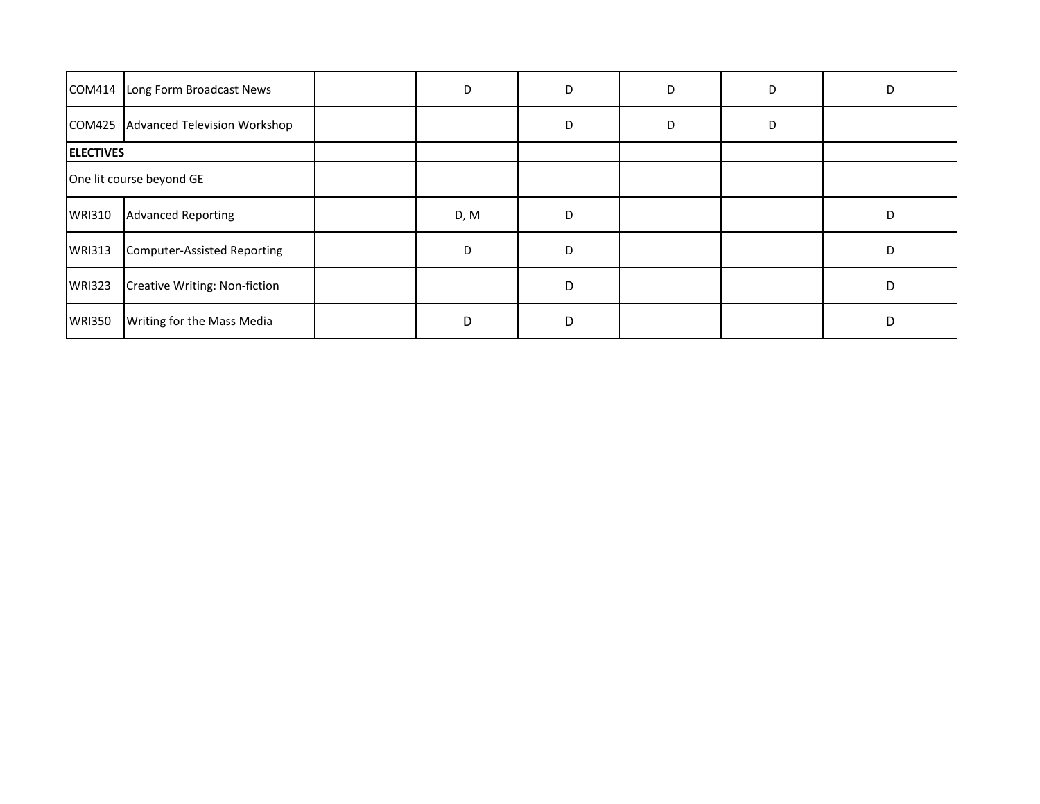| | | | | | | | |
|---|---|---|---|---|---|---|---|
| COM414 | Long Form Broadcast News | | D | D | D | D | D |
| COM425 | Advanced Television Workshop | | | D | D | D | |
| **ELECTIVES** | | | | | | | |
| One lit course beyond GE | | | | | | | |
| WRI310 | Advanced Reporting | | D, M | D | | | D |
| WRI313 | Computer-Assisted Reporting | | D | D | | | D |
| WRI323 | Creative Writing: Non-fiction | | | D | | | D |
| WRI350 | Writing for the Mass Media | | D | D | | | D |